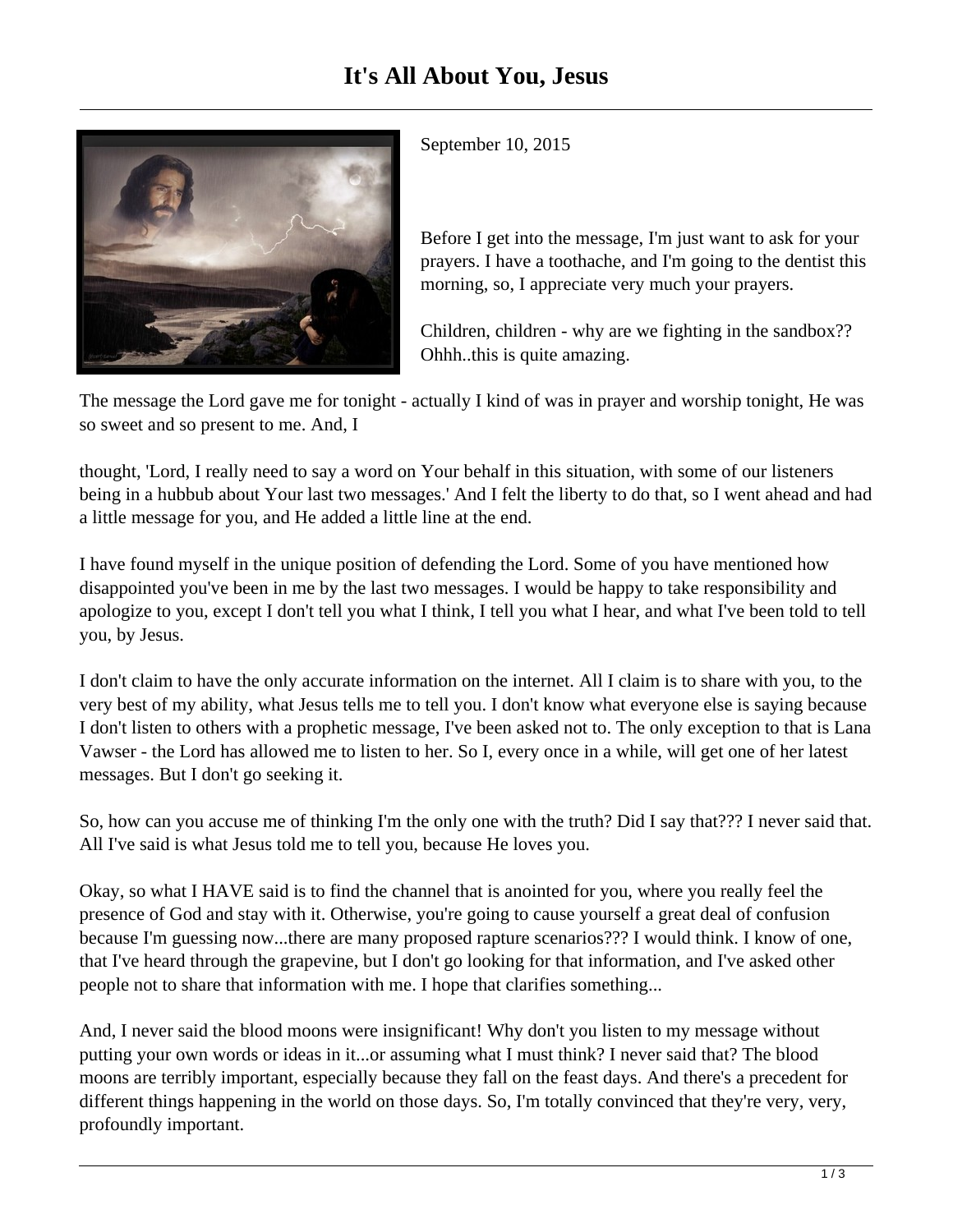# It's All About You, Jesus

September 10, 2015

Before I get into the message, I'm just want to ask for your prayers. I have a toothache, and I'm going to the dentist this morning, so, I appreciate very much your prayers.

Children, children - why are we fighting in the sandbox?? Ohhh..this is quite amazing.

The message the Lord gave me for tonight - actually I kind of was in prayer and worship tonight, He was so sweet and so present to me. And, I thought, 'Lord, I really need to say a word on Your behalf in this situation, with some of our listeners being in a hubbub about Your last two messages.' And I felt the liberty to do that, so I went ahead and had a little message for you, and He added a little line at the end.

I have found myself in the unique position of defending the Lord. Some of you have mentioned how disappointed you've been in me by the last two messages. I would be happy to take responsibility and apologize to you, except I don't tell you what I think, I tell you what I hear, and what I've been told to tell you, by Jesus.

I don't claim to have the only accurate information on the internet. All I claim is to share with you, to the very best of my ability, what Jesus tells me to tell you. I don't know what everyone else is saying because I don't listen to others with a prophetic message, I've been asked not to. The only exception to that is Lana Vawser - the Lord has allowed me to listen to her. So I, every once in a while, will get one of her latest messages. But I don't go seeking it.

So, how can you accuse me of thinking I'm the only one with the truth? Did I say that??? I never said that. All I've said is what Jesus told me to tell you, because He loves you.

Okay, so what I HAVE said is to find the channel that is anointed for you, where you really feel the presence of God and stay with it. Otherwise, you're going to cause yourself a great deal of confusion because I'm guessing now...there are many proposed rapture scenarios??? I would think. I know of one, that I've heard through the grapevine, but I don't go looking for that information, and I've asked other people not to share that information with me. I hope that clarifies something...

And, I never said the blood moons were insignificant! Why don't you listen to my message without putting your own words or ideas in it...or assuming what I must think? I never said that? The blood moons are terribly important, especially because they fall on the feast days. And there's a precedent for different things happening in the world on those days. So, I'm totally convinced that they're very, very, profoundly important.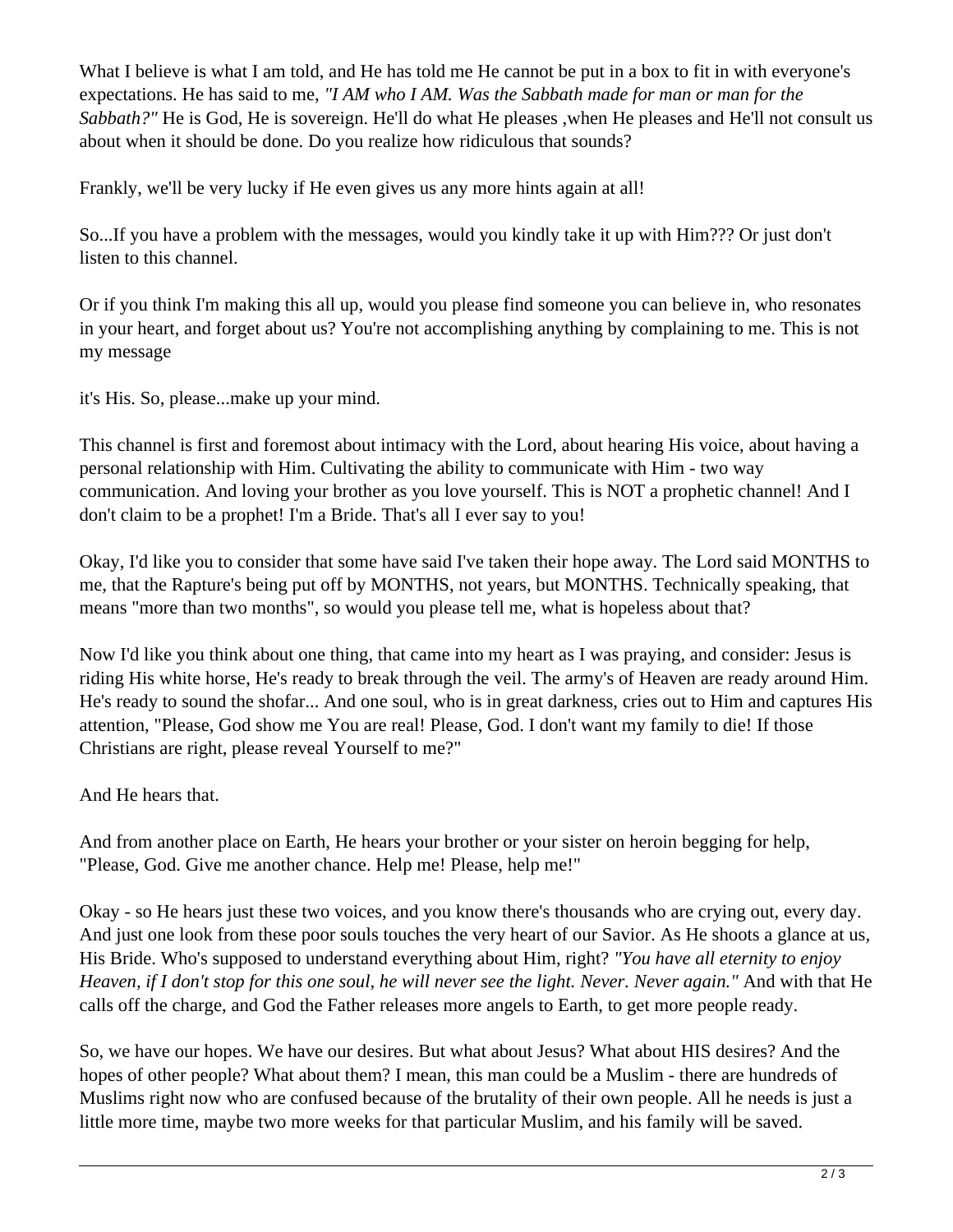What I believe is what I am told, and He has told me He cannot be put in a box to fit in with everyone's expectations. He has said to me, *"I AM who I AM. Was the Sabbath made for man or man for the Sabbath?"* He is God, He is sovereign. He'll do what He pleases ,when He pleases and He'll not consult us about when it should be done. Do you realize how ridiculous that sounds?

Frankly, we'll be very lucky if He even gives us any more hints again at all!

So...If you have a problem with the messages, would you kindly take it up with Him??? Or just don't listen to this channel.

Or if you think I'm making this all up, would you please find someone you can believe in, who resonates in your heart, and forget about us? You're not accomplishing anything by complaining to me. This is not my message

it's His. So, please...make up your mind.

This channel is first and foremost about intimacy with the Lord, about hearing His voice, about having a personal relationship with Him. Cultivating the ability to communicate with Him - two way communication. And loving your brother as you love yourself. This is NOT a prophetic channel! And I don't claim to be a prophet! I'm a Bride. That's all I ever say to you!

Okay, I'd like you to consider that some have said I've taken their hope away. The Lord said MONTHS to me, that the Rapture's being put off by MONTHS, not years, but MONTHS. Technically speaking, that means "more than two months", so would you please tell me, what is hopeless about that?

Now I'd like you think about one thing, that came into my heart as I was praying, and consider: Jesus is riding His white horse, He's ready to break through the veil. The army's of Heaven are ready around Him. He's ready to sound the shofar... And one soul, who is in great darkness, cries out to Him and captures His attention, "Please, God show me You are real! Please, God. I don't want my family to die! If those Christians are right, please reveal Yourself to me?"

And He hears that.

And from another place on Earth, He hears your brother or your sister on heroin begging for help, "Please, God. Give me another chance. Help me! Please, help me!"

Okay - so He hears just these two voices, and you know there's thousands who are crying out, every day. And just one look from these poor souls touches the very heart of our Savior. As He shoots a glance at us, His Bride. Who's supposed to understand everything about Him, right? *"You have all eternity to enjoy Heaven, if I don't stop for this one soul, he will never see the light. Never. Never again."* And with that He calls off the charge, and God the Father releases more angels to Earth, to get more people ready.

So, we have our hopes. We have our desires. But what about Jesus? What about HIS desires? And the hopes of other people? What about them? I mean, this man could be a Muslim - there are hundreds of Muslims right now who are confused because of the brutality of their own people. All he needs is just a little more time, maybe two more weeks for that particular Muslim, and his family will be saved.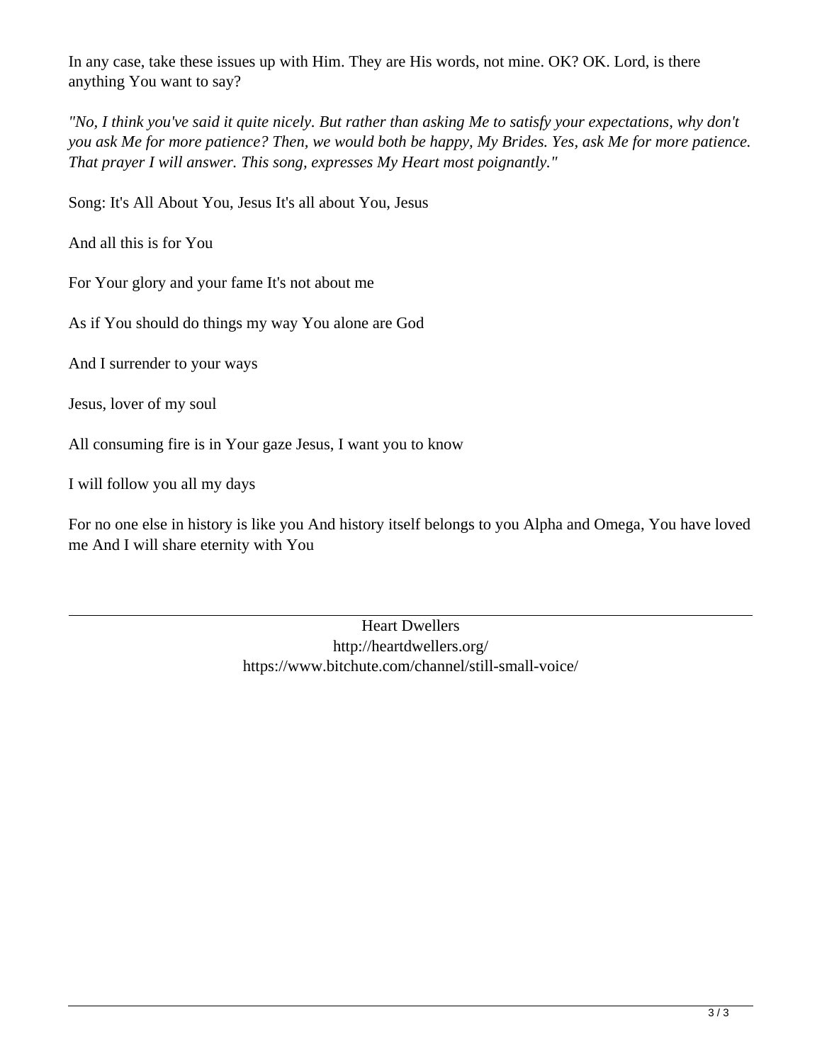In any case, take these issues up with Him. They are His words, not mine. OK? OK. Lord, is there anything You want to say?

*"No, I think you've said it quite nicely. But rather than asking Me to satisfy your expectations, why don't you ask Me for more patience? Then, we would both be happy, My Brides. Yes, ask Me for more patience. That prayer I will answer. This song, expresses My Heart most poignantly."*

Song: It's All About You, Jesus It's all about You, Jesus

And all this is for You

For Your glory and your fame It's not about me

As if You should do things my way You alone are God

And I surrender to your ways

Jesus, lover of my soul

All consuming fire is in Your gaze Jesus, I want you to know

I will follow you all my days

For no one else in history is like you And history itself belongs to you Alpha and Omega, You have loved me And I will share eternity with You

---

Heart Dwellers
http://heartdwellers.org/
https://www.bitchute.com/channel/still-small-voice/